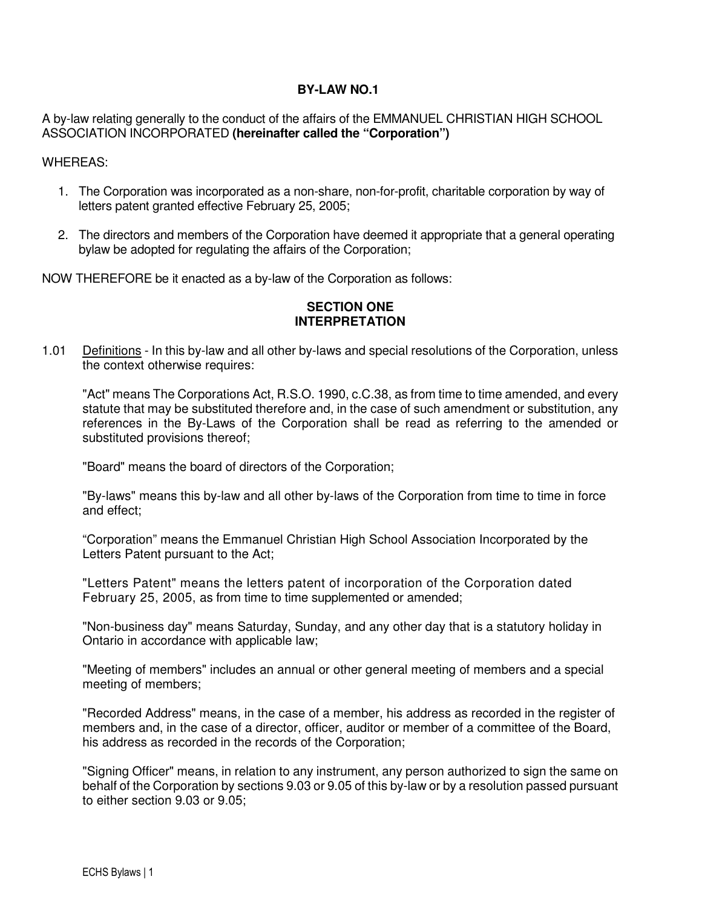# BY-LAW NO.1

A by-law relating generally to the conduct of the affairs of the EMMANUEL CHRISTIAN HIGH SCHOOL ASSOCIATION INCORPORATED **(hereinafter called the "Corporation")**

WHEREAS:

1. The Corporation was incorporated as a non-share, non-for-profit, charitable corporation by way of letters patent granted effective February 25, 2005;
2. The directors and members of the Corporation have deemed it appropriate that a general operating bylaw be adopted for regulating the affairs of the Corporation;

NOW THEREFORE be it enacted as a by-law of the Corporation as follows:

## SECTION ONE
## INTERPRETATION

1.01 Definitions - In this by-law and all other by-laws and special resolutions of the Corporation, unless the context otherwise requires:

"Act" means The Corporations Act, R.S.O. 1990, c.C.38, as from time to time amended, and every statute that may be substituted therefore and, in the case of such amendment or substitution, any references in the By-Laws of the Corporation shall be read as referring to the amended or substituted provisions thereof;

"Board" means the board of directors of the Corporation;

"By-laws" means this by-law and all other by-laws of the Corporation from time to time in force and effect;

"Corporation" means the Emmanuel Christian High School Association Incorporated by the Letters Patent pursuant to the Act;

"Letters Patent" means the letters patent of incorporation of the Corporation dated February 25, 2005, as from time to time supplemented or amended;

"Non-business day" means Saturday, Sunday, and any other day that is a statutory holiday in Ontario in accordance with applicable law;

"Meeting of members" includes an annual or other general meeting of members and a special meeting of members;

"Recorded Address" means, in the case of a member, his address as recorded in the register of members and, in the case of a director, officer, auditor or member of a committee of the Board, his address as recorded in the records of the Corporation;

"Signing Officer" means, in relation to any instrument, any person authorized to sign the same on behalf of the Corporation by sections 9.03 or 9.05 of this by-law or by a resolution passed pursuant to either section 9.03 or 9.05;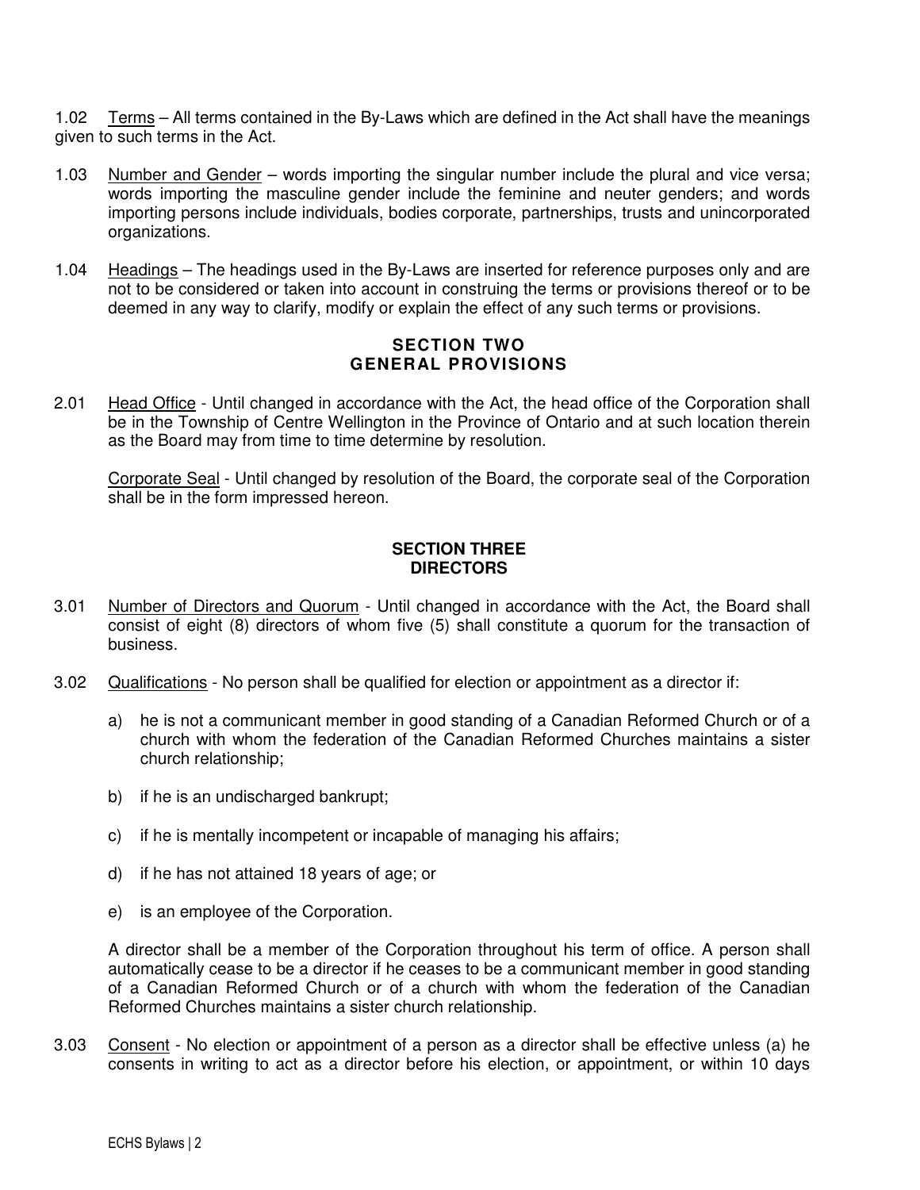1.02 Terms – All terms contained in the By-Laws which are defined in the Act shall have the meanings given to such terms in the Act.

1.03 Number and Gender – words importing the singular number include the plural and vice versa; words importing the masculine gender include the feminine and neuter genders; and words importing persons include individuals, bodies corporate, partnerships, trusts and unincorporated organizations.

1.04 Headings – The headings used in the By-Laws are inserted for reference purposes only and are not to be considered or taken into account in construing the terms or provisions thereof or to be deemed in any way to clarify, modify or explain the effect of any such terms or provisions.

## SECTION TWO
## GENERAL PROVISIONS

2.01 Head Office - Until changed in accordance with the Act, the head office of the Corporation shall be in the Township of Centre Wellington in the Province of Ontario and at such location therein as the Board may from time to time determine by resolution.

Corporate Seal - Until changed by resolution of the Board, the corporate seal of the Corporation shall be in the form impressed hereon.

## SECTION THREE
## DIRECTORS

3.01 Number of Directors and Quorum - Until changed in accordance with the Act, the Board shall consist of eight (8) directors of whom five (5) shall constitute a quorum for the transaction of business.

3.02 Qualifications - No person shall be qualified for election or appointment as a director if:

a) he is not a communicant member in good standing of a Canadian Reformed Church or of a church with whom the federation of the Canadian Reformed Churches maintains a sister church relationship;

b) if he is an undischarged bankrupt;

c) if he is mentally incompetent or incapable of managing his affairs;

d) if he has not attained 18 years of age; or

e) is an employee of the Corporation.

A director shall be a member of the Corporation throughout his term of office. A person shall automatically cease to be a director if he ceases to be a communicant member in good standing of a Canadian Reformed Church or of a church with whom the federation of the Canadian Reformed Churches maintains a sister church relationship.

3.03 Consent - No election or appointment of a person as a director shall be effective unless (a) he consents in writing to act as a director before his election, or appointment, or within 10 days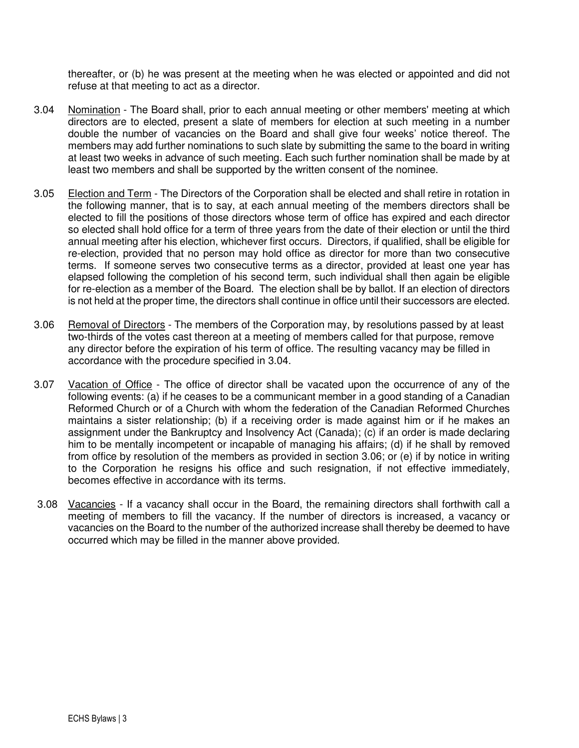thereafter, or (b) he was present at the meeting when he was elected or appointed and did not refuse at that meeting to act as a director.

3.04 Nomination - The Board shall, prior to each annual meeting or other members' meeting at which directors are to elected, present a slate of members for election at such meeting in a number double the number of vacancies on the Board and shall give four weeks' notice thereof. The members may add further nominations to such slate by submitting the same to the board in writing at least two weeks in advance of such meeting. Each such further nomination shall be made by at least two members and shall be supported by the written consent of the nominee.

3.05 Election and Term - The Directors of the Corporation shall be elected and shall retire in rotation in the following manner, that is to say, at each annual meeting of the members directors shall be elected to fill the positions of those directors whose term of office has expired and each director so elected shall hold office for a term of three years from the date of their election or until the third annual meeting after his election, whichever first occurs. Directors, if qualified, shall be eligible for re-election, provided that no person may hold office as director for more than two consecutive terms. If someone serves two consecutive terms as a director, provided at least one year has elapsed following the completion of his second term, such individual shall then again be eligible for re-election as a member of the Board. The election shall be by ballot. If an election of directors is not held at the proper time, the directors shall continue in office until their successors are elected.

3.06 Removal of Directors - The members of the Corporation may, by resolutions passed by at least two-thirds of the votes cast thereon at a meeting of members called for that purpose, remove any director before the expiration of his term of office. The resulting vacancy may be filled in accordance with the procedure specified in 3.04.

3.07 Vacation of Office - The office of director shall be vacated upon the occurrence of any of the following events: (a) if he ceases to be a communicant member in a good standing of a Canadian Reformed Church or of a Church with whom the federation of the Canadian Reformed Churches maintains a sister relationship; (b) if a receiving order is made against him or if he makes an assignment under the Bankruptcy and Insolvency Act (Canada); (c) if an order is made declaring him to be mentally incompetent or incapable of managing his affairs; (d) if he shall by removed from office by resolution of the members as provided in section 3.06; or (e) if by notice in writing to the Corporation he resigns his office and such resignation, if not effective immediately, becomes effective in accordance with its terms.

3.08 Vacancies - If a vacancy shall occur in the Board, the remaining directors shall forthwith call a meeting of members to fill the vacancy. If the number of directors is increased, a vacancy or vacancies on the Board to the number of the authorized increase shall thereby be deemed to have occurred which may be filled in the manner above provided.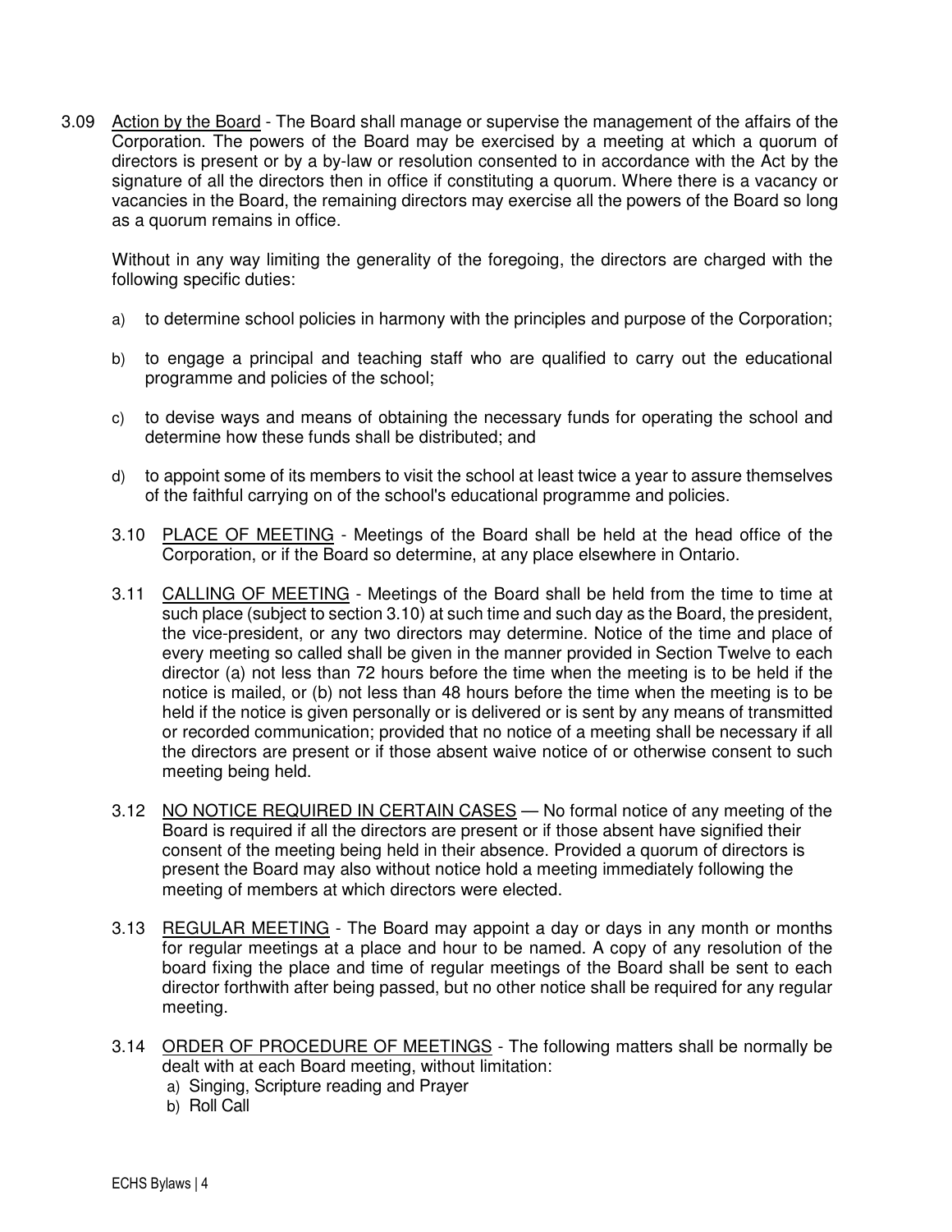3.09 Action by the Board - The Board shall manage or supervise the management of the affairs of the Corporation. The powers of the Board may be exercised by a meeting at which a quorum of directors is present or by a by-law or resolution consented to in accordance with the Act by the signature of all the directors then in office if constituting a quorum. Where there is a vacancy or vacancies in the Board, the remaining directors may exercise all the powers of the Board so long as a quorum remains in office.

Without in any way limiting the generality of the foregoing, the directors are charged with the following specific duties:

a) to determine school policies in harmony with the principles and purpose of the Corporation;

b) to engage a principal and teaching staff who are qualified to carry out the educational programme and policies of the school;

c) to devise ways and means of obtaining the necessary funds for operating the school and determine how these funds shall be distributed; and

d) to appoint some of its members to visit the school at least twice a year to assure themselves of the faithful carrying on of the school's educational programme and policies.

3.10 PLACE OF MEETING - Meetings of the Board shall be held at the head office of the Corporation, or if the Board so determine, at any place elsewhere in Ontario.

3.11 CALLING OF MEETING - Meetings of the Board shall be held from the time to time at such place (subject to section 3.10) at such time and such day as the Board, the president, the vice-president, or any two directors may determine. Notice of the time and place of every meeting so called shall be given in the manner provided in Section Twelve to each director (a) not less than 72 hours before the time when the meeting is to be held if the notice is mailed, or (b) not less than 48 hours before the time when the meeting is to be held if the notice is given personally or is delivered or is sent by any means of transmitted or recorded communication; provided that no notice of a meeting shall be necessary if all the directors are present or if those absent waive notice of or otherwise consent to such meeting being held.

3.12 NO NOTICE REQUIRED IN CERTAIN CASES — No formal notice of any meeting of the Board is required if all the directors are present or if those absent have signified their consent of the meeting being held in their absence. Provided a quorum of directors is present the Board may also without notice hold a meeting immediately following the meeting of members at which directors were elected.

3.13 REGULAR MEETING - The Board may appoint a day or days in any month or months for regular meetings at a place and hour to be named. A copy of any resolution of the board fixing the place and time of regular meetings of the Board shall be sent to each director forthwith after being passed, but no other notice shall be required for any regular meeting.

3.14 ORDER OF PROCEDURE OF MEETINGS - The following matters shall be normally be dealt with at each Board meeting, without limitation:

a) Singing, Scripture reading and Prayer
b) Roll Call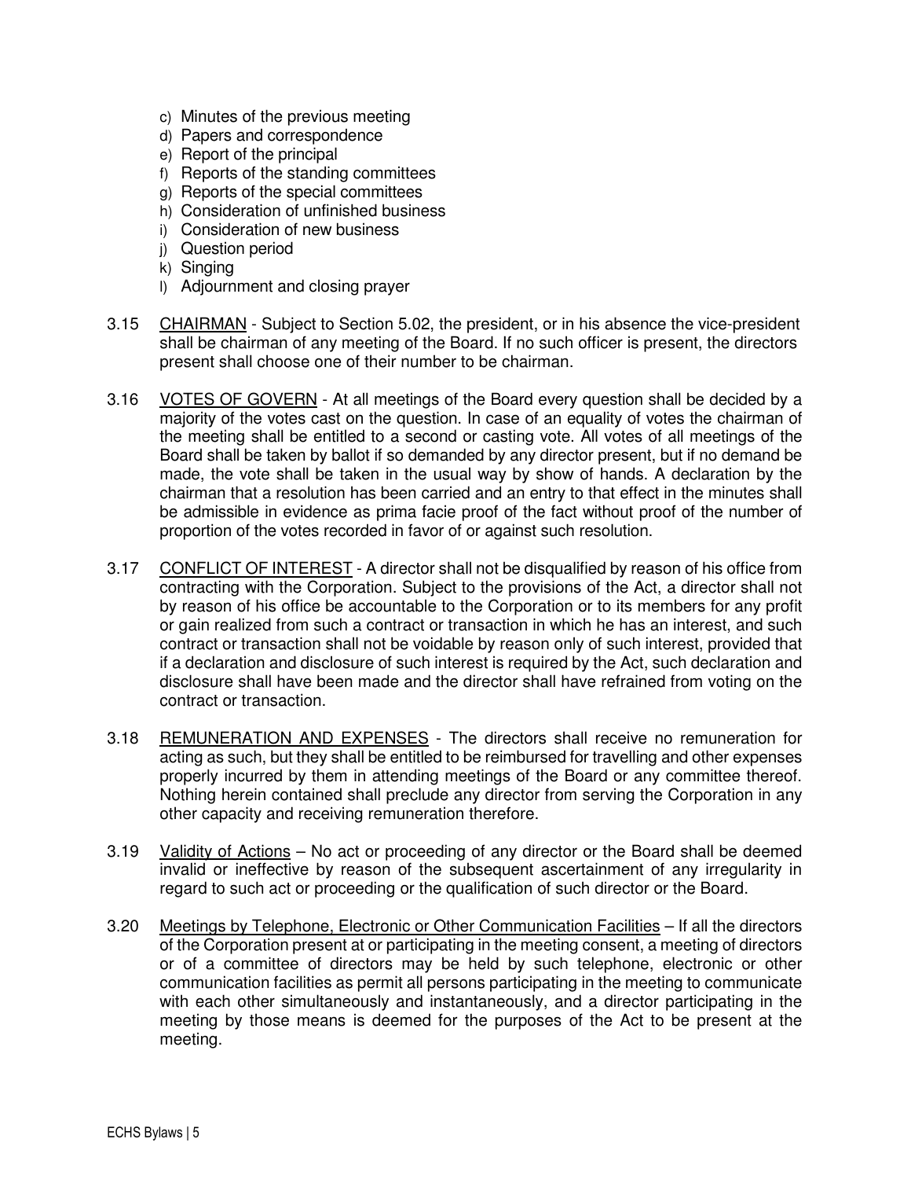c) Minutes of the previous meeting
d) Papers and correspondence
e) Report of the principal
f) Reports of the standing committees
g) Reports of the special committees
h) Consideration of unfinished business
i) Consideration of new business
j) Question period
k) Singing
l) Adjournment and closing prayer

3.15 <u>CHAIRMAN</u> - Subject to Section 5.02, the president, or in his absence the vice-president shall be chairman of any meeting of the Board. If no such officer is present, the directors present shall choose one of their number to be chairman.

3.16 <u>VOTES OF GOVERN</u> - At all meetings of the Board every question shall be decided by a majority of the votes cast on the question. In case of an equality of votes the chairman of the meeting shall be entitled to a second or casting vote. All votes of all meetings of the Board shall be taken by ballot if so demanded by any director present, but if no demand be made, the vote shall be taken in the usual way by show of hands. A declaration by the chairman that a resolution has been carried and an entry to that effect in the minutes shall be admissible in evidence as prima facie proof of the fact without proof of the number of proportion of the votes recorded in favor of or against such resolution.

3.17 <u>CONFLICT OF INTEREST</u> - A director shall not be disqualified by reason of his office from contracting with the Corporation. Subject to the provisions of the Act, a director shall not by reason of his office be accountable to the Corporation or to its members for any profit or gain realized from such a contract or transaction in which he has an interest, and such contract or transaction shall not be voidable by reason only of such interest, provided that if a declaration and disclosure of such interest is required by the Act, such declaration and disclosure shall have been made and the director shall have refrained from voting on the contract or transaction.

3.18 <u>REMUNERATION AND EXPENSES</u> - The directors shall receive no remuneration for acting as such, but they shall be entitled to be reimbursed for travelling and other expenses properly incurred by them in attending meetings of the Board or any committee thereof. Nothing herein contained shall preclude any director from serving the Corporation in any other capacity and receiving remuneration therefore.

3.19 <u>Validity of Actions</u> – No act or proceeding of any director or the Board shall be deemed invalid or ineffective by reason of the subsequent ascertainment of any irregularity in regard to such act or proceeding or the qualification of such director or the Board.

3.20 <u>Meetings by Telephone, Electronic or Other Communication Facilities</u> – If all the directors of the Corporation present at or participating in the meeting consent, a meeting of directors or of a committee of directors may be held by such telephone, electronic or other communication facilities as permit all persons participating in the meeting to communicate with each other simultaneously and instantaneously, and a director participating in the meeting by those means is deemed for the purposes of the Act to be present at the meeting.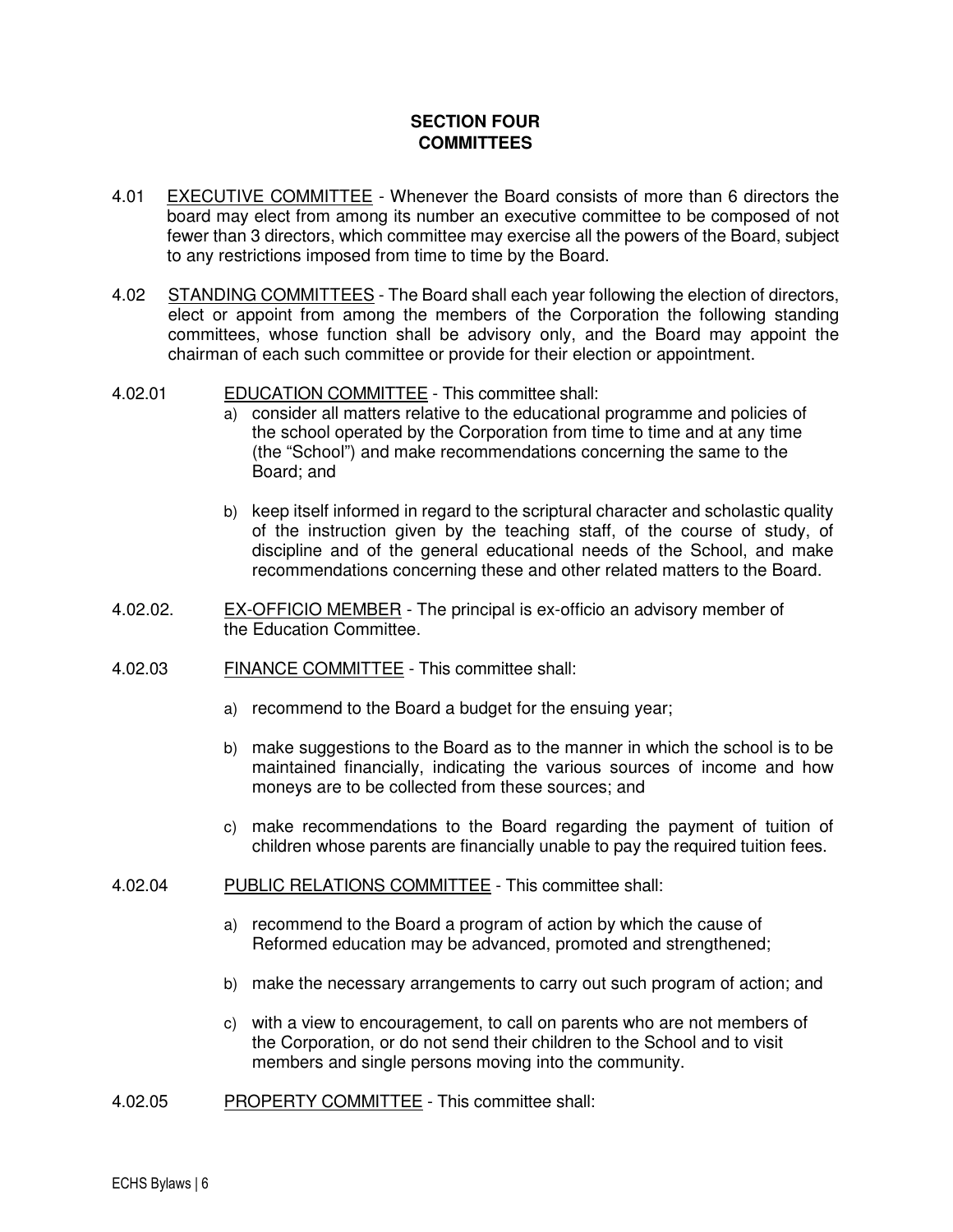## SECTION FOUR
## COMMITTEES

4.01 <u>EXECUTIVE COMMITTEE</u> - Whenever the Board consists of more than 6 directors the board may elect from among its number an executive committee to be composed of not fewer than 3 directors, which committee may exercise all the powers of the Board, subject to any restrictions imposed from time to time by the Board.

4.02 <u>STANDING COMMITTEES</u> - The Board shall each year following the election of directors, elect or appoint from among the members of the Corporation the following standing committees, whose function shall be advisory only, and the Board may appoint the chairman of each such committee or provide for their election or appointment.

4.02.01 <u>EDUCATION COMMITTEE</u> - This committee shall:

a) consider all matters relative to the educational programme and policies of the school operated by the Corporation from time to time and at any time (the "School") and make recommendations concerning the same to the Board; and

b) keep itself informed in regard to the scriptural character and scholastic quality of the instruction given by the teaching staff, of the course of study, of discipline and of the general educational needs of the School, and make recommendations concerning these and other related matters to the Board.

4.02.02. <u>EX-OFFICIO MEMBER</u> - The principal is ex-officio an advisory member of the Education Committee.

4.02.03 <u>FINANCE COMMITTEE</u> - This committee shall:

a) recommend to the Board a budget for the ensuing year;

b) make suggestions to the Board as to the manner in which the school is to be maintained financially, indicating the various sources of income and how moneys are to be collected from these sources; and

c) make recommendations to the Board regarding the payment of tuition of children whose parents are financially unable to pay the required tuition fees.

4.02.04 <u>PUBLIC RELATIONS COMMITTEE</u> - This committee shall:

a) recommend to the Board a program of action by which the cause of Reformed education may be advanced, promoted and strengthened;

b) make the necessary arrangements to carry out such program of action; and

c) with a view to encouragement, to call on parents who are not members of the Corporation, or do not send their children to the School and to visit members and single persons moving into the community.

4.02.05 <u>PROPERTY COMMITTEE</u> - This committee shall: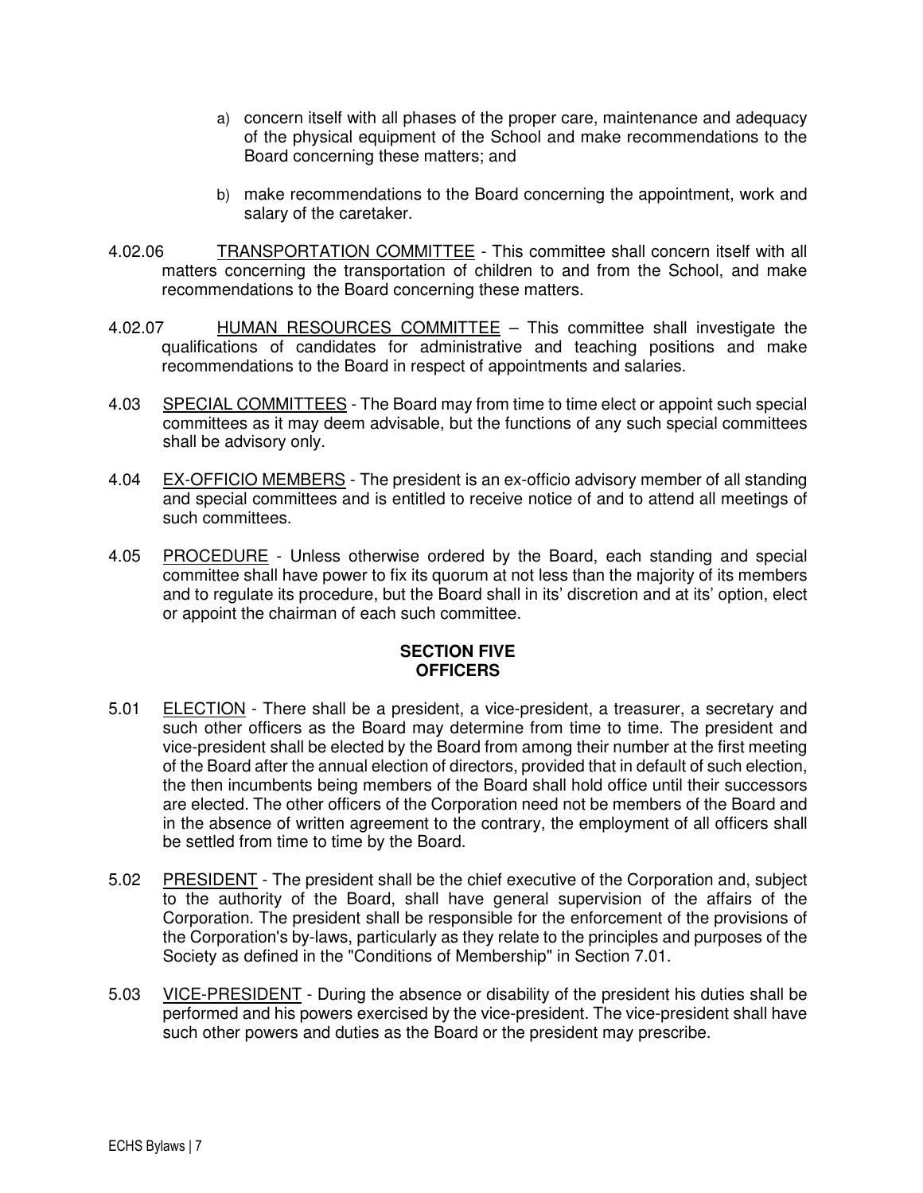a) concern itself with all phases of the proper care, maintenance and adequacy of the physical equipment of the School and make recommendations to the Board concerning these matters; and

b) make recommendations to the Board concerning the appointment, work and salary of the caretaker.

4.02.06 TRANSPORTATION COMMITTEE - This committee shall concern itself with all matters concerning the transportation of children to and from the School, and make recommendations to the Board concerning these matters.

4.02.07 HUMAN RESOURCES COMMITTEE – This committee shall investigate the qualifications of candidates for administrative and teaching positions and make recommendations to the Board in respect of appointments and salaries.

4.03 SPECIAL COMMITTEES - The Board may from time to time elect or appoint such special committees as it may deem advisable, but the functions of any such special committees shall be advisory only.

4.04 EX-OFFICIO MEMBERS - The president is an ex-officio advisory member of all standing and special committees and is entitled to receive notice of and to attend all meetings of such committees.

4.05 PROCEDURE - Unless otherwise ordered by the Board, each standing and special committee shall have power to fix its quorum at not less than the majority of its members and to regulate its procedure, but the Board shall in its' discretion and at its' option, elect or appoint the chairman of each such committee.

## SECTION FIVE
## OFFICERS

5.01 ELECTION - There shall be a president, a vice-president, a treasurer, a secretary and such other officers as the Board may determine from time to time. The president and vice-president shall be elected by the Board from among their number at the first meeting of the Board after the annual election of directors, provided that in default of such election, the then incumbents being members of the Board shall hold office until their successors are elected. The other officers of the Corporation need not be members of the Board and in the absence of written agreement to the contrary, the employment of all officers shall be settled from time to time by the Board.

5.02 PRESIDENT - The president shall be the chief executive of the Corporation and, subject to the authority of the Board, shall have general supervision of the affairs of the Corporation. The president shall be responsible for the enforcement of the provisions of the Corporation's by-laws, particularly as they relate to the principles and purposes of the Society as defined in the "Conditions of Membership" in Section 7.01.

5.03 VICE-PRESIDENT - During the absence or disability of the president his duties shall be performed and his powers exercised by the vice-president. The vice-president shall have such other powers and duties as the Board or the president may prescribe.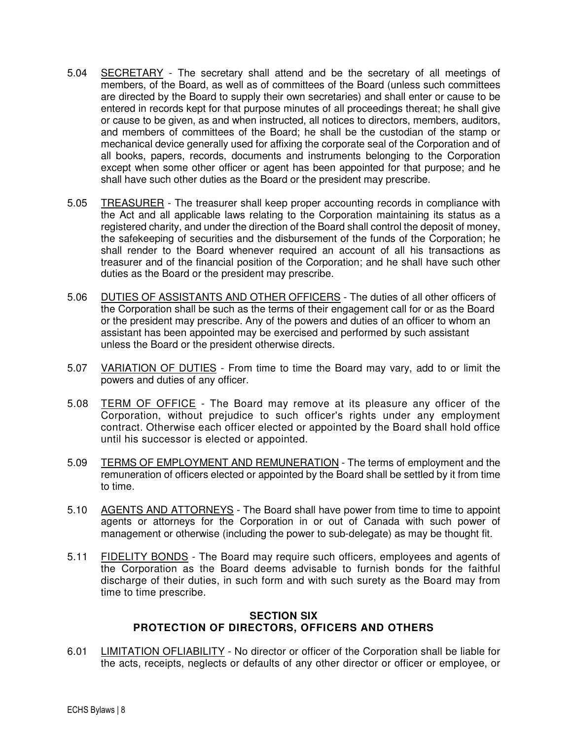5.04 <u>SECRETARY</u> - The secretary shall attend and be the secretary of all meetings of members, of the Board, as well as of committees of the Board (unless such committees are directed by the Board to supply their own secretaries) and shall enter or cause to be entered in records kept for that purpose minutes of all proceedings thereat; he shall give or cause to be given, as and when instructed, all notices to directors, members, auditors, and members of committees of the Board; he shall be the custodian of the stamp or mechanical device generally used for affixing the corporate seal of the Corporation and of all books, papers, records, documents and instruments belonging to the Corporation except when some other officer or agent has been appointed for that purpose; and he shall have such other duties as the Board or the president may prescribe.

5.05 <u>TREASURER</u> - The treasurer shall keep proper accounting records in compliance with the Act and all applicable laws relating to the Corporation maintaining its status as a registered charity, and under the direction of the Board shall control the deposit of money, the safekeeping of securities and the disbursement of the funds of the Corporation; he shall render to the Board whenever required an account of all his transactions as treasurer and of the financial position of the Corporation; and he shall have such other duties as the Board or the president may prescribe.

5.06 <u>DUTIES OF ASSISTANTS AND OTHER OFFICERS</u> - The duties of all other officers of the Corporation shall be such as the terms of their engagement call for or as the Board or the president may prescribe. Any of the powers and duties of an officer to whom an assistant has been appointed may be exercised and performed by such assistant unless the Board or the president otherwise directs.

5.07 <u>VARIATION OF DUTIES</u> - From time to time the Board may vary, add to or limit the powers and duties of any officer.

5.08 <u>TERM OF OFFICE</u> - The Board may remove at its pleasure any officer of the Corporation, without prejudice to such officer's rights under any employment contract. Otherwise each officer elected or appointed by the Board shall hold office until his successor is elected or appointed.

5.09 <u>TERMS OF EMPLOYMENT AND REMUNERATION</u> - The terms of employment and the remuneration of officers elected or appointed by the Board shall be settled by it from time to time.

5.10 <u>AGENTS AND ATTORNEYS</u> - The Board shall have power from time to time to appoint agents or attorneys for the Corporation in or out of Canada with such power of management or otherwise (including the power to sub-delegate) as may be thought fit.

5.11 <u>FIDELITY BONDS</u> - The Board may require such officers, employees and agents of the Corporation as the Board deems advisable to furnish bonds for the faithful discharge of their duties, in such form and with such surety as the Board may from time to time prescribe.

## SECTION SIX
## PROTECTION OF DIRECTORS, OFFICERS AND OTHERS

6.01 <u>LIMITATION OFLIABILITY</u> - No director or officer of the Corporation shall be liable for the acts, receipts, neglects or defaults of any other director or officer or employee, or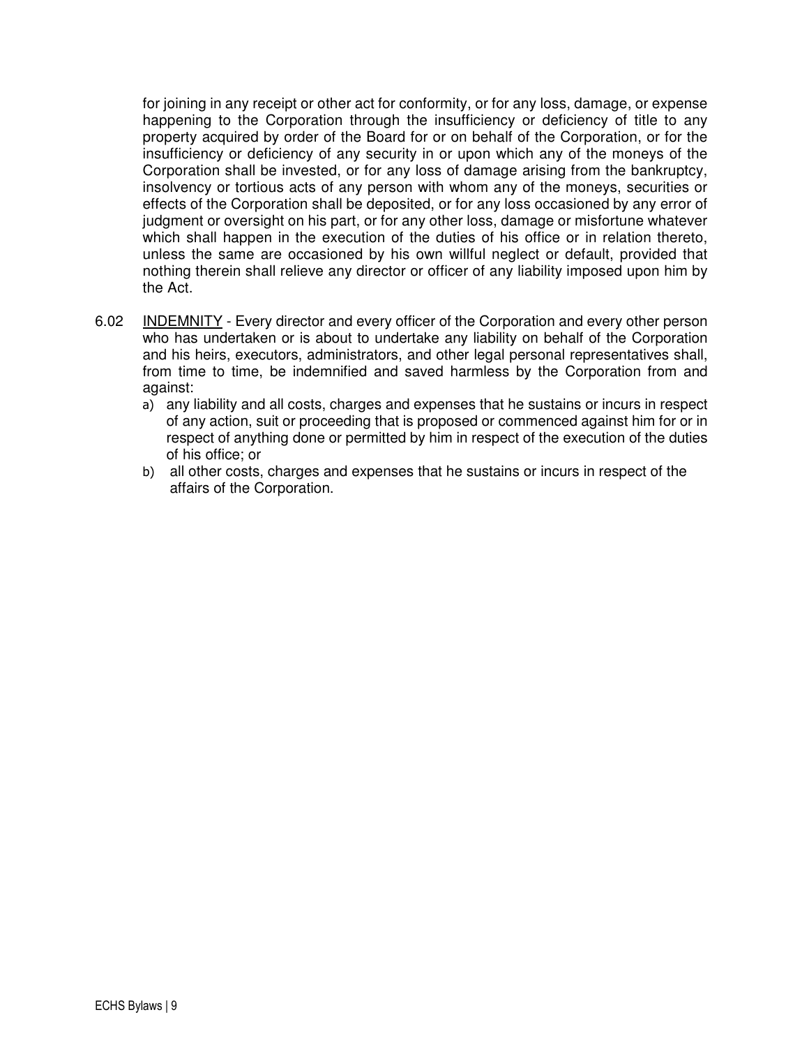for joining in any receipt or other act for conformity, or for any loss, damage, or expense happening to the Corporation through the insufficiency or deficiency of title to any property acquired by order of the Board for or on behalf of the Corporation, or for the insufficiency or deficiency of any security in or upon which any of the moneys of the Corporation shall be invested, or for any loss of damage arising from the bankruptcy, insolvency or tortious acts of any person with whom any of the moneys, securities or effects of the Corporation shall be deposited, or for any loss occasioned by any error of judgment or oversight on his part, or for any other loss, damage or misfortune whatever which shall happen in the execution of the duties of his office or in relation thereto, unless the same are occasioned by his own willful neglect or default, provided that nothing therein shall relieve any director or officer of any liability imposed upon him by the Act.

6.02 INDEMNITY - Every director and every officer of the Corporation and every other person who has undertaken or is about to undertake any liability on behalf of the Corporation and his heirs, executors, administrators, and other legal personal representatives shall, from time to time, be indemnified and saved harmless by the Corporation from and against:

a) any liability and all costs, charges and expenses that he sustains or incurs in respect of any action, suit or proceeding that is proposed or commenced against him for or in respect of anything done or permitted by him in respect of the execution of the duties of his office; or
b) all other costs, charges and expenses that he sustains or incurs in respect of the affairs of the Corporation.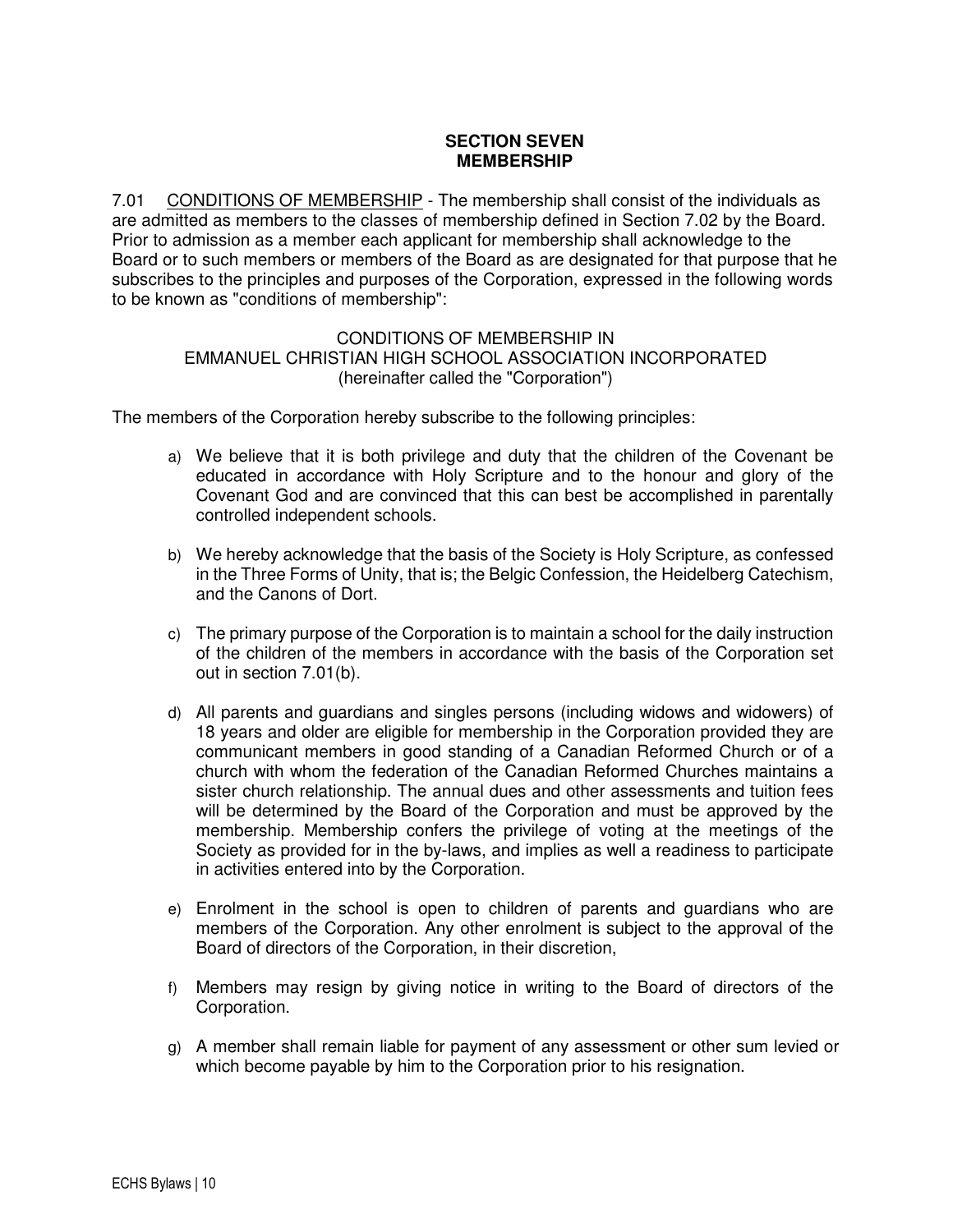## SECTION SEVEN
## MEMBERSHIP

7.01 CONDITIONS OF MEMBERSHIP - The membership shall consist of the individuals as are admitted as members to the classes of membership defined in Section 7.02 by the Board. Prior to admission as a member each applicant for membership shall acknowledge to the Board or to such members or members of the Board as are designated for that purpose that he subscribes to the principles and purposes of the Corporation, expressed in the following words to be known as "conditions of membership":

CONDITIONS OF MEMBERSHIP IN
EMMANUEL CHRISTIAN HIGH SCHOOL ASSOCIATION INCORPORATED
(hereinafter called the "Corporation")

The members of the Corporation hereby subscribe to the following principles:

a) We believe that it is both privilege and duty that the children of the Covenant be educated in accordance with Holy Scripture and to the honour and glory of the Covenant God and are convinced that this can best be accomplished in parentally controlled independent schools.

b) We hereby acknowledge that the basis of the Society is Holy Scripture, as confessed in the Three Forms of Unity, that is; the Belgic Confession, the Heidelberg Catechism, and the Canons of Dort.

c) The primary purpose of the Corporation is to maintain a school for the daily instruction of the children of the members in accordance with the basis of the Corporation set out in section 7.01(b).

d) All parents and guardians and singles persons (including widows and widowers) of 18 years and older are eligible for membership in the Corporation provided they are communicant members in good standing of a Canadian Reformed Church or of a church with whom the federation of the Canadian Reformed Churches maintains a sister church relationship. The annual dues and other assessments and tuition fees will be determined by the Board of the Corporation and must be approved by the membership. Membership confers the privilege of voting at the meetings of the Society as provided for in the by-laws, and implies as well a readiness to participate in activities entered into by the Corporation.

e) Enrolment in the school is open to children of parents and guardians who are members of the Corporation. Any other enrolment is subject to the approval of the Board of directors of the Corporation, in their discretion,

f) Members may resign by giving notice in writing to the Board of directors of the Corporation.

g) A member shall remain liable for payment of any assessment or other sum levied or which become payable by him to the Corporation prior to his resignation.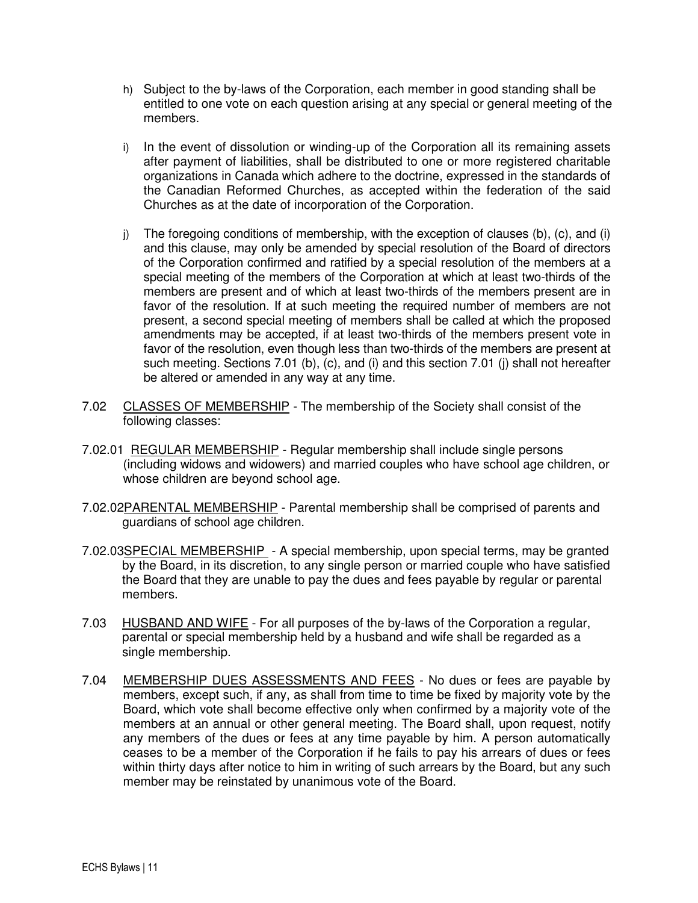h) Subject to the by-laws of the Corporation, each member in good standing shall be entitled to one vote on each question arising at any special or general meeting of the members.

i) In the event of dissolution or winding-up of the Corporation all its remaining assets after payment of liabilities, shall be distributed to one or more registered charitable organizations in Canada which adhere to the doctrine, expressed in the standards of the Canadian Reformed Churches, as accepted within the federation of the said Churches as at the date of incorporation of the Corporation.

j) The foregoing conditions of membership, with the exception of clauses (b), (c), and (i) and this clause, may only be amended by special resolution of the Board of directors of the Corporation confirmed and ratified by a special resolution of the members at a special meeting of the members of the Corporation at which at least two-thirds of the members are present and of which at least two-thirds of the members present are in favor of the resolution. If at such meeting the required number of members are not present, a second special meeting of members shall be called at which the proposed amendments may be accepted, if at least two-thirds of the members present vote in favor of the resolution, even though less than two-thirds of the members are present at such meeting. Sections 7.01 (b), (c), and (i) and this section 7.01 (j) shall not hereafter be altered or amended in any way at any time.

7.02 <u>CLASSES OF MEMBERSHIP</u> - The membership of the Society shall consist of the following classes:

7.02.01 <u>REGULAR MEMBERSHIP</u> - Regular membership shall include single persons (including widows and widowers) and married couples who have school age children, or whose children are beyond school age.

7.02.02 <u>PARENTAL MEMBERSHIP</u> - Parental membership shall be comprised of parents and guardians of school age children.

7.02.03 <u>SPECIAL MEMBERSHIP</u> - A special membership, upon special terms, may be granted by the Board, in its discretion, to any single person or married couple who have satisfied the Board that they are unable to pay the dues and fees payable by regular or parental members.

7.03 <u>HUSBAND AND WIFE</u> - For all purposes of the by-laws of the Corporation a regular, parental or special membership held by a husband and wife shall be regarded as a single membership.

7.04 <u>MEMBERSHIP DUES ASSESSMENTS AND FEES</u> - No dues or fees are payable by members, except such, if any, as shall from time to time be fixed by majority vote by the Board, which vote shall become effective only when confirmed by a majority vote of the members at an annual or other general meeting. The Board shall, upon request, notify any members of the dues or fees at any time payable by him. A person automatically ceases to be a member of the Corporation if he fails to pay his arrears of dues or fees within thirty days after notice to him in writing of such arrears by the Board, but any such member may be reinstated by unanimous vote of the Board.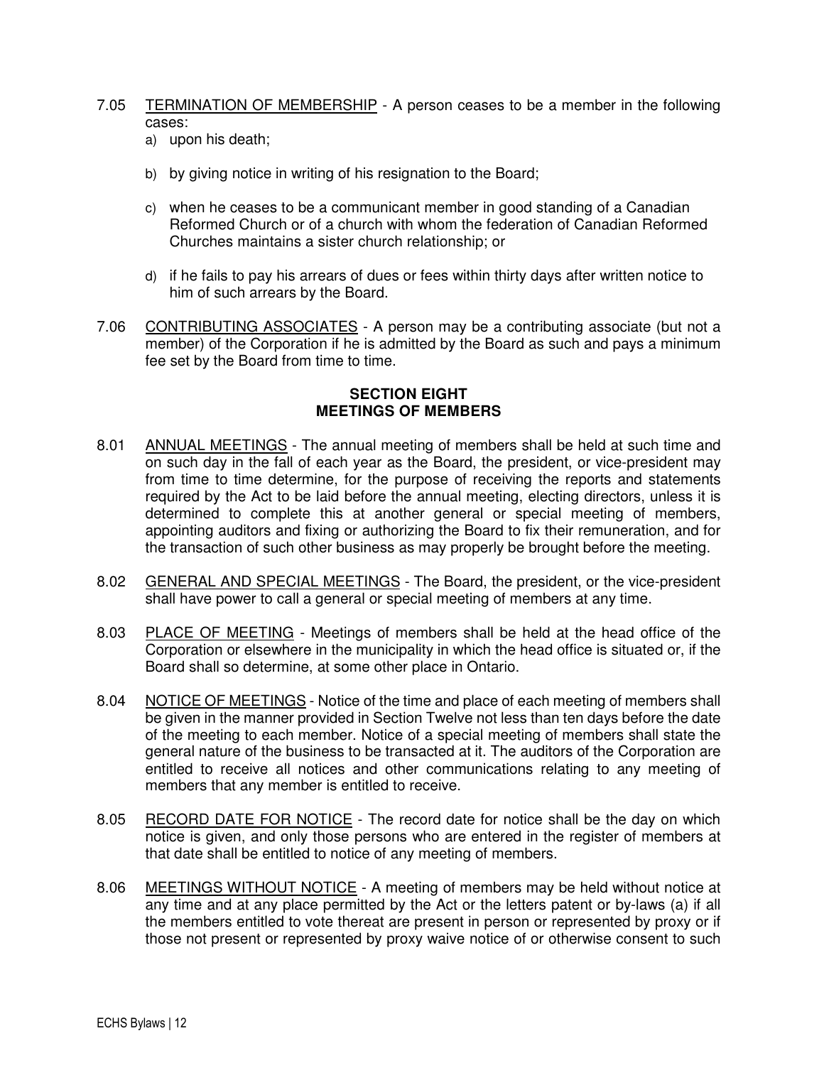7.05 <u>TERMINATION OF MEMBERSHIP</u> - A person ceases to be a member in the following cases:

a) upon his death;

b) by giving notice in writing of his resignation to the Board;

c) when he ceases to be a communicant member in good standing of a Canadian Reformed Church or of a church with whom the federation of Canadian Reformed Churches maintains a sister church relationship; or

d) if he fails to pay his arrears of dues or fees within thirty days after written notice to him of such arrears by the Board.

7.06 <u>CONTRIBUTING ASSOCIATES</u> - A person may be a contributing associate (but not a member) of the Corporation if he is admitted by the Board as such and pays a minimum fee set by the Board from time to time.

## SECTION EIGHT
## MEETINGS OF MEMBERS

8.01 <u>ANNUAL MEETINGS</u> - The annual meeting of members shall be held at such time and on such day in the fall of each year as the Board, the president, or vice-president may from time to time determine, for the purpose of receiving the reports and statements required by the Act to be laid before the annual meeting, electing directors, unless it is determined to complete this at another general or special meeting of members, appointing auditors and fixing or authorizing the Board to fix their remuneration, and for the transaction of such other business as may properly be brought before the meeting.

8.02 <u>GENERAL AND SPECIAL MEETINGS</u> - The Board, the president, or the vice-president shall have power to call a general or special meeting of members at any time.

8.03 <u>PLACE OF MEETING</u> - Meetings of members shall be held at the head office of the Corporation or elsewhere in the municipality in which the head office is situated or, if the Board shall so determine, at some other place in Ontario.

8.04 <u>NOTICE OF MEETINGS</u> - Notice of the time and place of each meeting of members shall be given in the manner provided in Section Twelve not less than ten days before the date of the meeting to each member. Notice of a special meeting of members shall state the general nature of the business to be transacted at it. The auditors of the Corporation are entitled to receive all notices and other communications relating to any meeting of members that any member is entitled to receive.

8.05 <u>RECORD DATE FOR NOTICE</u> - The record date for notice shall be the day on which notice is given, and only those persons who are entered in the register of members at that date shall be entitled to notice of any meeting of members.

8.06 <u>MEETINGS WITHOUT NOTICE</u> - A meeting of members may be held without notice at any time and at any place permitted by the Act or the letters patent or by-laws (a) if all the members entitled to vote thereat are present in person or represented by proxy or if those not present or represented by proxy waive notice of or otherwise consent to such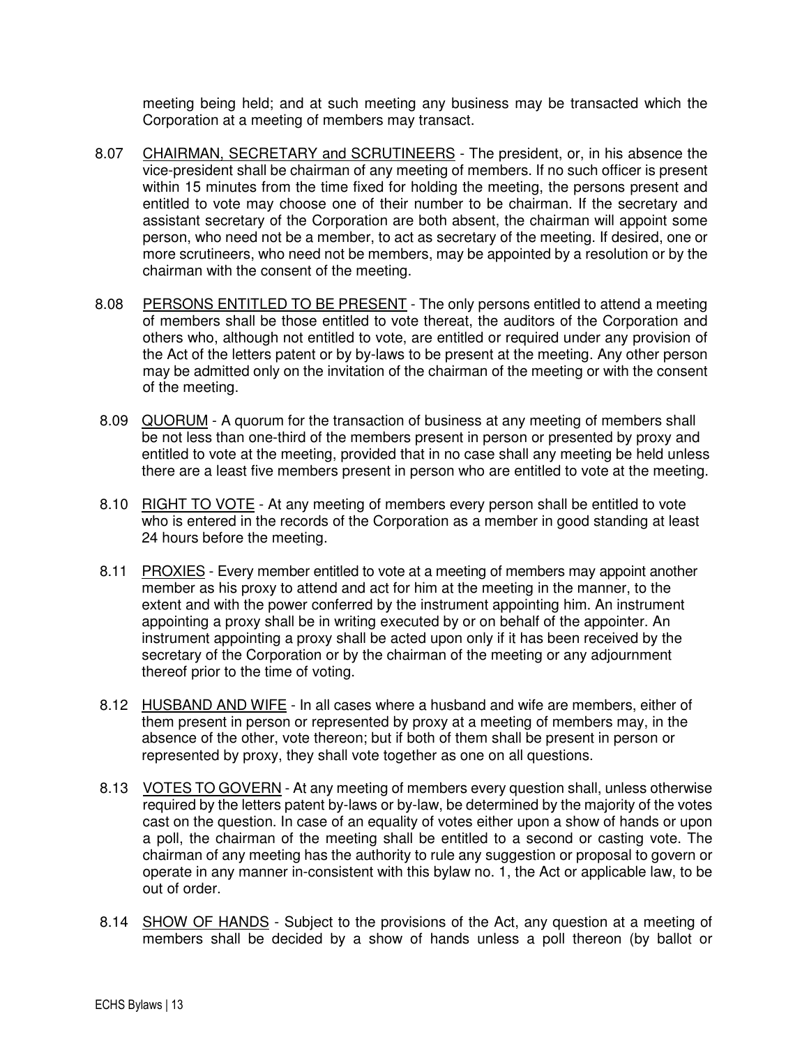meeting being held; and at such meeting any business may be transacted which the Corporation at a meeting of members may transact.

8.07 CHAIRMAN, SECRETARY and SCRUTINEERS - The president, or, in his absence the vice-president shall be chairman of any meeting of members. If no such officer is present within 15 minutes from the time fixed for holding the meeting, the persons present and entitled to vote may choose one of their number to be chairman. If the secretary and assistant secretary of the Corporation are both absent, the chairman will appoint some person, who need not be a member, to act as secretary of the meeting. If desired, one or more scrutineers, who need not be members, may be appointed by a resolution or by the chairman with the consent of the meeting.

8.08 PERSONS ENTITLED TO BE PRESENT - The only persons entitled to attend a meeting of members shall be those entitled to vote thereat, the auditors of the Corporation and others who, although not entitled to vote, are entitled or required under any provision of the Act of the letters patent or by by-laws to be present at the meeting. Any other person may be admitted only on the invitation of the chairman of the meeting or with the consent of the meeting.

8.09 QUORUM - A quorum for the transaction of business at any meeting of members shall be not less than one-third of the members present in person or presented by proxy and entitled to vote at the meeting, provided that in no case shall any meeting be held unless there are a least five members present in person who are entitled to vote at the meeting.

8.10 RIGHT TO VOTE - At any meeting of members every person shall be entitled to vote who is entered in the records of the Corporation as a member in good standing at least 24 hours before the meeting.

8.11 PROXIES - Every member entitled to vote at a meeting of members may appoint another member as his proxy to attend and act for him at the meeting in the manner, to the extent and with the power conferred by the instrument appointing him. An instrument appointing a proxy shall be in writing executed by or on behalf of the appointer. An instrument appointing a proxy shall be acted upon only if it has been received by the secretary of the Corporation or by the chairman of the meeting or any adjournment thereof prior to the time of voting.

8.12 HUSBAND AND WIFE - In all cases where a husband and wife are members, either of them present in person or represented by proxy at a meeting of members may, in the absence of the other, vote thereon; but if both of them shall be present in person or represented by proxy, they shall vote together as one on all questions.

8.13 VOTES TO GOVERN - At any meeting of members every question shall, unless otherwise required by the letters patent by-laws or by-law, be determined by the majority of the votes cast on the question. In case of an equality of votes either upon a show of hands or upon a poll, the chairman of the meeting shall be entitled to a second or casting vote. The chairman of any meeting has the authority to rule any suggestion or proposal to govern or operate in any manner in-consistent with this bylaw no. 1, the Act or applicable law, to be out of order.

8.14 SHOW OF HANDS - Subject to the provisions of the Act, any question at a meeting of members shall be decided by a show of hands unless a poll thereon (by ballot or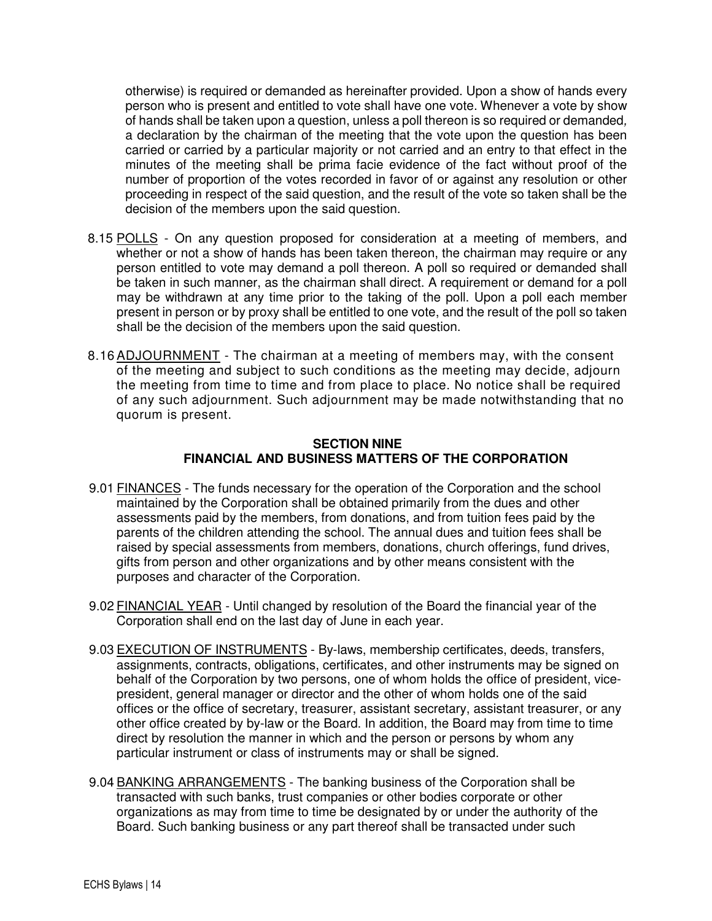otherwise) is required or demanded as hereinafter provided. Upon a show of hands every person who is present and entitled to vote shall have one vote. Whenever a vote by show of hands shall be taken upon a question, unless a poll thereon is so required or demanded, a declaration by the chairman of the meeting that the vote upon the question has been carried or carried by a particular majority or not carried and an entry to that effect in the minutes of the meeting shall be prima facie evidence of the fact without proof of the number of proportion of the votes recorded in favor of or against any resolution or other proceeding in respect of the said question, and the result of the vote so taken shall be the decision of the members upon the said question.

8.15 POLLS - On any question proposed for consideration at a meeting of members, and whether or not a show of hands has been taken thereon, the chairman may require or any person entitled to vote may demand a poll thereon. A poll so required or demanded shall be taken in such manner, as the chairman shall direct. A requirement or demand for a poll may be withdrawn at any time prior to the taking of the poll. Upon a poll each member present in person or by proxy shall be entitled to one vote, and the result of the poll so taken shall be the decision of the members upon the said question.

8.16 ADJOURNMENT - The chairman at a meeting of members may, with the consent of the meeting and subject to such conditions as the meeting may decide, adjourn the meeting from time to time and from place to place. No notice shall be required of any such adjournment. Such adjournment may be made notwithstanding that no quorum is present.

## SECTION NINE
## FINANCIAL AND BUSINESS MATTERS OF THE CORPORATION

9.01 FINANCES - The funds necessary for the operation of the Corporation and the school maintained by the Corporation shall be obtained primarily from the dues and other assessments paid by the members, from donations, and from tuition fees paid by the parents of the children attending the school. The annual dues and tuition fees shall be raised by special assessments from members, donations, church offerings, fund drives, gifts from person and other organizations and by other means consistent with the purposes and character of the Corporation.

9.02 FINANCIAL YEAR - Until changed by resolution of the Board the financial year of the Corporation shall end on the last day of June in each year.

9.03 EXECUTION OF INSTRUMENTS - By-laws, membership certificates, deeds, transfers, assignments, contracts, obligations, certificates, and other instruments may be signed on behalf of the Corporation by two persons, one of whom holds the office of president, vice-president, general manager or director and the other of whom holds one of the said offices or the office of secretary, treasurer, assistant secretary, assistant treasurer, or any other office created by by-law or the Board. In addition, the Board may from time to time direct by resolution the manner in which and the person or persons by whom any particular instrument or class of instruments may or shall be signed.

9.04 BANKING ARRANGEMENTS - The banking business of the Corporation shall be transacted with such banks, trust companies or other bodies corporate or other organizations as may from time to time be designated by or under the authority of the Board. Such banking business or any part thereof shall be transacted under such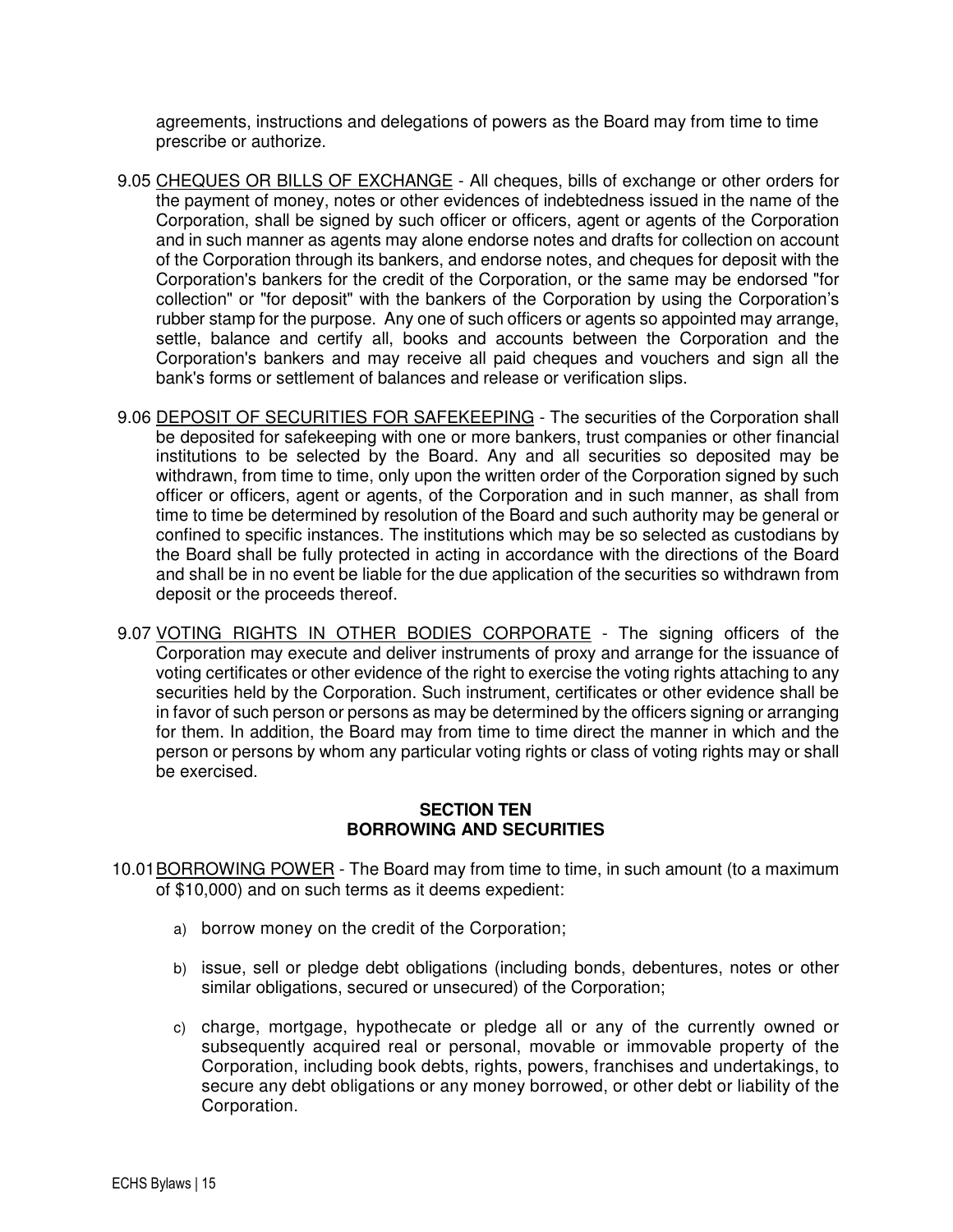agreements, instructions and delegations of powers as the Board may from time to time prescribe or authorize.

9.05 <u>CHEQUES OR BILLS OF EXCHANGE</u> - All cheques, bills of exchange or other orders for the payment of money, notes or other evidences of indebtedness issued in the name of the Corporation, shall be signed by such officer or officers, agent or agents of the Corporation and in such manner as agents may alone endorse notes and drafts for collection on account of the Corporation through its bankers, and endorse notes, and cheques for deposit with the Corporation's bankers for the credit of the Corporation, or the same may be endorsed "for collection" or "for deposit" with the bankers of the Corporation by using the Corporation's rubber stamp for the purpose. Any one of such officers or agents so appointed may arrange, settle, balance and certify all, books and accounts between the Corporation and the Corporation's bankers and may receive all paid cheques and vouchers and sign all the bank's forms or settlement of balances and release or verification slips.

9.06 <u>DEPOSIT OF SECURITIES FOR SAFEKEEPING</u> - The securities of the Corporation shall be deposited for safekeeping with one or more bankers, trust companies or other financial institutions to be selected by the Board. Any and all securities so deposited may be withdrawn, from time to time, only upon the written order of the Corporation signed by such officer or officers, agent or agents, of the Corporation and in such manner, as shall from time to time be determined by resolution of the Board and such authority may be general or confined to specific instances. The institutions which may be so selected as custodians by the Board shall be fully protected in acting in accordance with the directions of the Board and shall be in no event be liable for the due application of the securities so withdrawn from deposit or the proceeds thereof.

9.07 <u>VOTING RIGHTS IN OTHER BODIES CORPORATE</u> - The signing officers of the Corporation may execute and deliver instruments of proxy and arrange for the issuance of voting certificates or other evidence of the right to exercise the voting rights attaching to any securities held by the Corporation. Such instrument, certificates or other evidence shall be in favor of such person or persons as may be determined by the officers signing or arranging for them. In addition, the Board may from time to time direct the manner in which and the person or persons by whom any particular voting rights or class of voting rights may or shall be exercised.

## SECTION TEN
## BORROWING AND SECURITIES

10.01 <u>BORROWING POWER</u> - The Board may from time to time, in such amount (to a maximum of $10,000) and on such terms as it deems expedient:

a) borrow money on the credit of the Corporation;

b) issue, sell or pledge debt obligations (including bonds, debentures, notes or other similar obligations, secured or unsecured) of the Corporation;

c) charge, mortgage, hypothecate or pledge all or any of the currently owned or subsequently acquired real or personal, movable or immovable property of the Corporation, including book debts, rights, powers, franchises and undertakings, to secure any debt obligations or any money borrowed, or other debt or liability of the Corporation.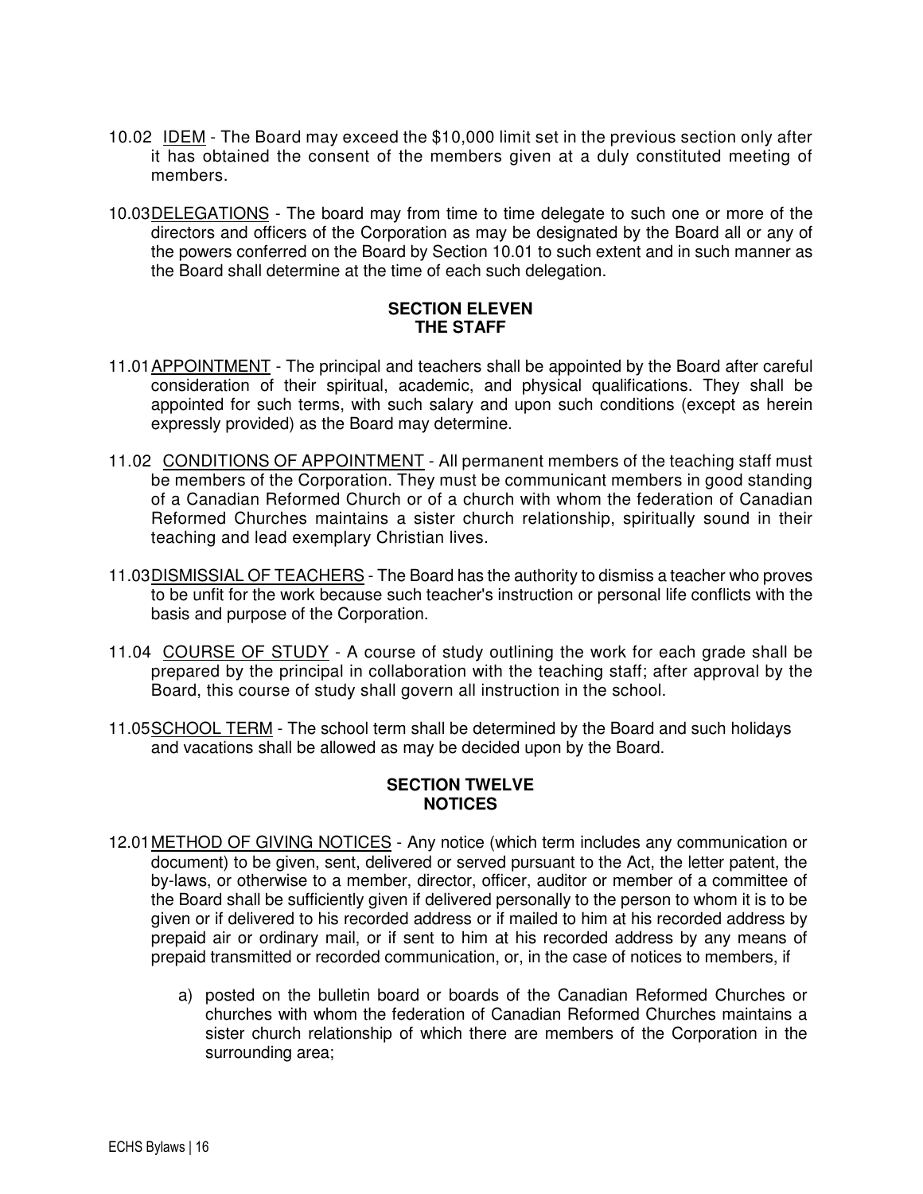10.02 IDEM - The Board may exceed the $10,000 limit set in the previous section only after it has obtained the consent of the members given at a duly constituted meeting of members.

10.03 DELEGATIONS - The board may from time to time delegate to such one or more of the directors and officers of the Corporation as may be designated by the Board all or any of the powers conferred on the Board by Section 10.01 to such extent and in such manner as the Board shall determine at the time of each such delegation.

## SECTION ELEVEN
## THE STAFF

11.01 APPOINTMENT - The principal and teachers shall be appointed by the Board after careful consideration of their spiritual, academic, and physical qualifications. They shall be appointed for such terms, with such salary and upon such conditions (except as herein expressly provided) as the Board may determine.

11.02 CONDITIONS OF APPOINTMENT - All permanent members of the teaching staff must be members of the Corporation. They must be communicant members in good standing of a Canadian Reformed Church or of a church with whom the federation of Canadian Reformed Churches maintains a sister church relationship, spiritually sound in their teaching and lead exemplary Christian lives.

11.03 DISMISSIAL OF TEACHERS - The Board has the authority to dismiss a teacher who proves to be unfit for the work because such teacher's instruction or personal life conflicts with the basis and purpose of the Corporation.

11.04 COURSE OF STUDY - A course of study outlining the work for each grade shall be prepared by the principal in collaboration with the teaching staff; after approval by the Board, this course of study shall govern all instruction in the school.

11.05 SCHOOL TERM - The school term shall be determined by the Board and such holidays and vacations shall be allowed as may be decided upon by the Board.

## SECTION TWELVE
## NOTICES

12.01 METHOD OF GIVING NOTICES - Any notice (which term includes any communication or document) to be given, sent, delivered or served pursuant to the Act, the letter patent, the by-laws, or otherwise to a member, director, officer, auditor or member of a committee of the Board shall be sufficiently given if delivered personally to the person to whom it is to be given or if delivered to his recorded address or if mailed to him at his recorded address by prepaid air or ordinary mail, or if sent to him at his recorded address by any means of prepaid transmitted or recorded communication, or, in the case of notices to members, if

a) posted on the bulletin board or boards of the Canadian Reformed Churches or churches with whom the federation of Canadian Reformed Churches maintains a sister church relationship of which there are members of the Corporation in the surrounding area;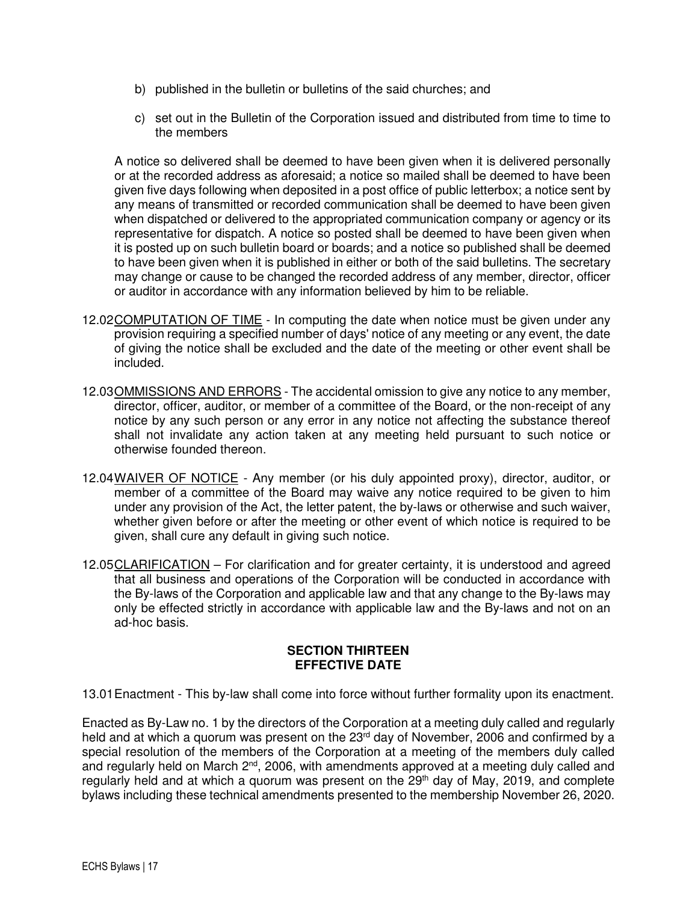b) published in the bulletin or bulletins of the said churches; and

c) set out in the Bulletin of the Corporation issued and distributed from time to time to the members

A notice so delivered shall be deemed to have been given when it is delivered personally or at the recorded address as aforesaid; a notice so mailed shall be deemed to have been given five days following when deposited in a post office of public letterbox; a notice sent by any means of transmitted or recorded communication shall be deemed to have been given when dispatched or delivered to the appropriated communication company or agency or its representative for dispatch. A notice so posted shall be deemed to have been given when it is posted up on such bulletin board or boards; and a notice so published shall be deemed to have been given when it is published in either or both of the said bulletins. The secretary may change or cause to be changed the recorded address of any member, director, officer or auditor in accordance with any information believed by him to be reliable.

12.02 COMPUTATION OF TIME - In computing the date when notice must be given under any provision requiring a specified number of days' notice of any meeting or any event, the date of giving the notice shall be excluded and the date of the meeting or other event shall be included.

12.03 OMMISSIONS AND ERRORS - The accidental omission to give any notice to any member, director, officer, auditor, or member of a committee of the Board, or the non-receipt of any notice by any such person or any error in any notice not affecting the substance thereof shall not invalidate any action taken at any meeting held pursuant to such notice or otherwise founded thereon.

12.04 WAIVER OF NOTICE - Any member (or his duly appointed proxy), director, auditor, or member of a committee of the Board may waive any notice required to be given to him under any provision of the Act, the letter patent, the by-laws or otherwise and such waiver, whether given before or after the meeting or other event of which notice is required to be given, shall cure any default in giving such notice.

12.05 CLARIFICATION – For clarification and for greater certainty, it is understood and agreed that all business and operations of the Corporation will be conducted in accordance with the By-laws of the Corporation and applicable law and that any change to the By-laws may only be effected strictly in accordance with applicable law and the By-laws and not on an ad-hoc basis.

## SECTION THIRTEEN
## EFFECTIVE DATE

13.01 Enactment - This by-law shall come into force without further formality upon its enactment.

Enacted as By-Law no. 1 by the directors of the Corporation at a meeting duly called and regularly held and at which a quorum was present on the 23rd day of November, 2006 and confirmed by a special resolution of the members of the Corporation at a meeting of the members duly called and regularly held on March 2nd, 2006, with amendments approved at a meeting duly called and regularly held and at which a quorum was present on the 29th day of May, 2019, and complete bylaws including these technical amendments presented to the membership November 26, 2020.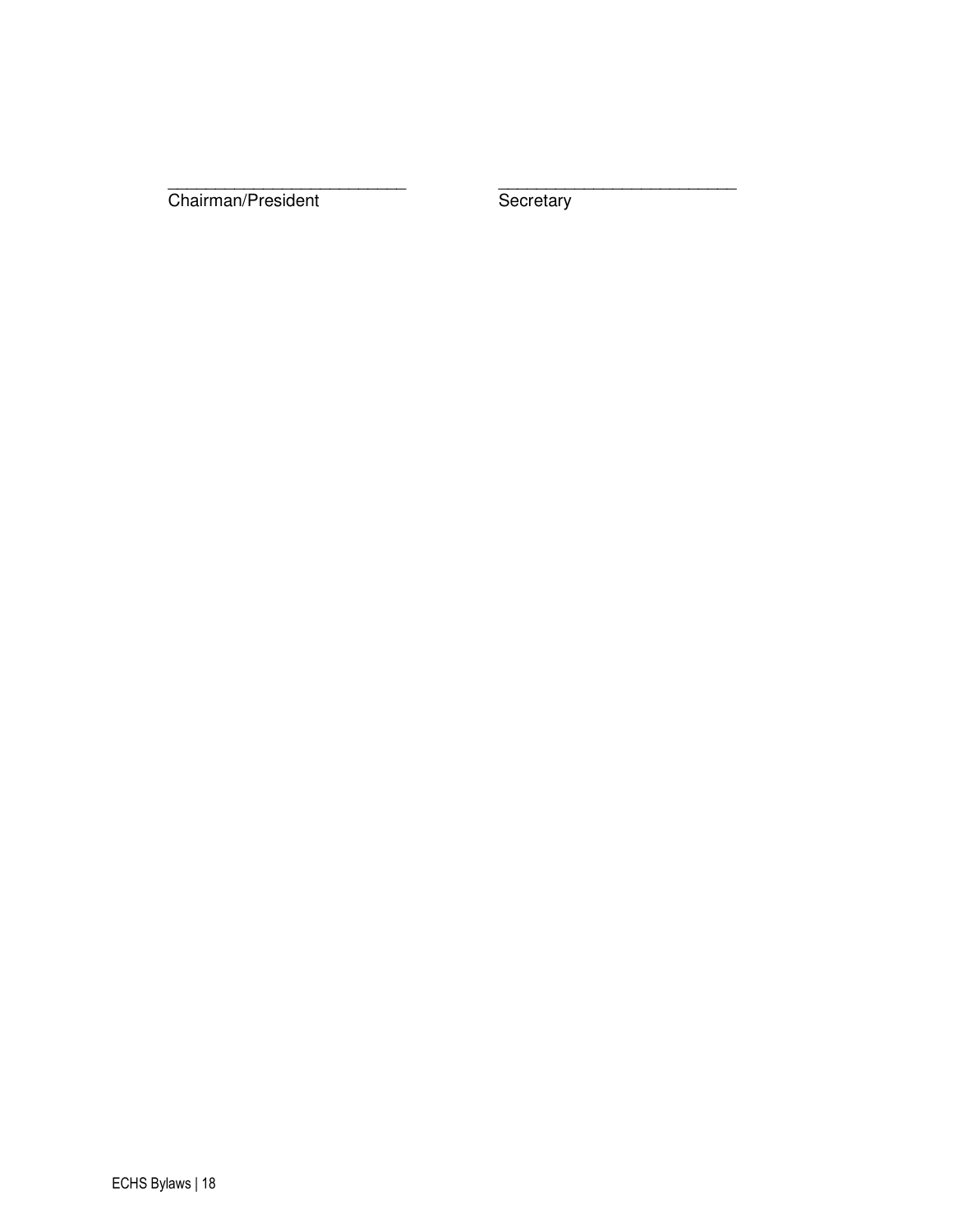_________________________ Chairman/President

_________________________ Secretary